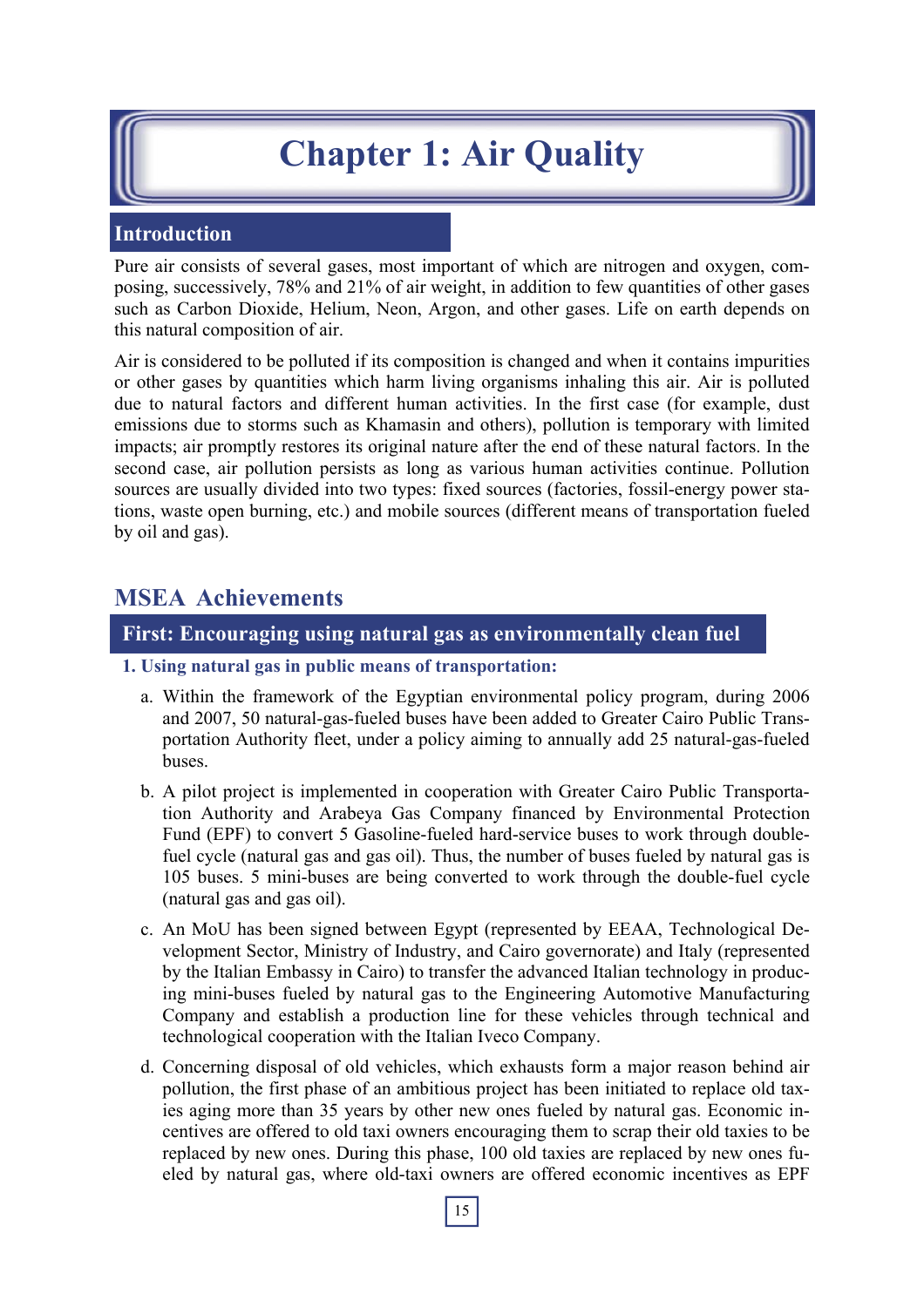# Chapter 1: Air Quality

## Introduction

Pure air consists of several gases, most important of which are nitrogen and oxygen, composing, successively, 78% and 21% of air weight, in addition to few quantities of other gases such as Carbon Dioxide, Helium, Neon, Argon, and other gases. Life on earth depends on this natural composition of air.

Air is considered to be polluted if its composition is changed and when it contains impurities or other gases by quantities which harm living organisms inhaling this air. Air is polluted due to natural factors and different human activities. In the first case (for example, dust emissions due to storms such as Khamasin and others), pollution is temporary with limited impacts; air promptly restores its original nature after the end of these natural factors. In the second case, air pollution persists as long as various human activities continue. Pollution sources are usually divided into two types: fixed sources (factories, fossil-energy power stations, waste open burning, etc.) and mobile sources (different means of transportation fueled by oil and gas).

## MSEA Achievements

### First: Encouraging using natural gas as environmentally clean fuel

**1. Using natural gas in public means of transportation:**

a. Within the framework of the Egyptian environmental policy program, during 2006 and 2007, 50 natural-gas-fueled buses have been added to Greater Cairo Public Transportation Authority fleet, under a policy aiming to annually add 25 natural-gas-fueled buses.

b. A pilot project is implemented in cooperation with Greater Cairo Public Transportation Authority and Arabeya Gas Company financed by Environmental Protection Fund (EPF) to convert 5 Gasoline-fueled hard-service buses to work through double-fuel cycle (natural gas and gas oil). Thus, the number of buses fueled by natural gas is 105 buses. 5 mini-buses are being converted to work through the double-fuel cycle (natural gas and gas oil).

c. An MoU has been signed between Egypt (represented by EEAA, Technological Development Sector, Ministry of Industry, and Cairo governorate) and Italy (represented by the Italian Embassy in Cairo) to transfer the advanced Italian technology in producing mini-buses fueled by natural gas to the Engineering Automotive Manufacturing Company and establish a production line for these vehicles through technical and technological cooperation with the Italian Iveco Company.

d. Concerning disposal of old vehicles, which exhausts form a major reason behind air pollution, the first phase of an ambitious project has been initiated to replace old taxies aging more than 35 years by other new ones fueled by natural gas. Economic incentives are offered to old taxi owners encouraging them to scrap their old taxies to be replaced by new ones. During this phase, 100 old taxies are replaced by new ones fueled by natural gas, where old-taxi owners are offered economic incentives as EPF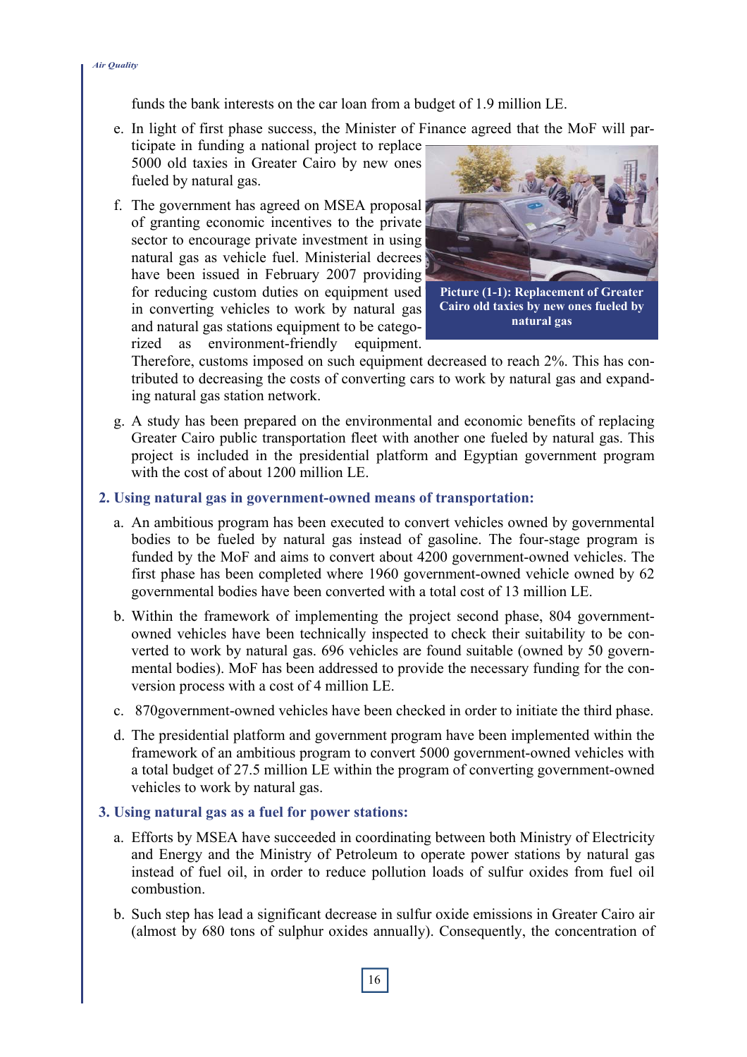funds the bank interests on the car loan from a budget of 1.9 million LE.

e. In light of first phase success, the Minister of Finance agreed that the MoF will participate in funding a national project to replace 5000 old taxies in Greater Cairo by new ones fueled by natural gas.

f. The government has agreed on MSEA proposal of granting economic incentives to the private sector to encourage private investment in using natural gas as vehicle fuel. Ministerial decrees have been issued in February 2007 providing for reducing custom duties on equipment used in converting vehicles to work by natural gas and natural gas stations equipment to be categorized as environment-friendly equipment. Therefore, customs imposed on such equipment decreased to reach 2%. This has contributed to decreasing the costs of converting cars to work by natural gas and expanding natural gas station network.

**Picture (1-1): Replacement of Greater Cairo old taxies by new ones fueled by natural gas**

g. A study has been prepared on the environmental and economic benefits of replacing Greater Cairo public transportation fleet with another one fueled by natural gas. This project is included in the presidential platform and Egyptian government program with the cost of about 1200 million LE.

### 2. Using natural gas in government-owned means of transportation:

a. An ambitious program has been executed to convert vehicles owned by governmental bodies to be fueled by natural gas instead of gasoline. The four-stage program is funded by the MoF and aims to convert about 4200 government-owned vehicles. The first phase has been completed where 1960 government-owned vehicle owned by 62 governmental bodies have been converted with a total cost of 13 million LE.

b. Within the framework of implementing the project second phase, 804 government-owned vehicles have been technically inspected to check their suitability to be converted to work by natural gas. 696 vehicles are found suitable (owned by 50 governmental bodies). MoF has been addressed to provide the necessary funding for the conversion process with a cost of 4 million LE.

c. 870government-owned vehicles have been checked in order to initiate the third phase.

d. The presidential platform and government program have been implemented within the framework of an ambitious program to convert 5000 government-owned vehicles with a total budget of 27.5 million LE within the program of converting government-owned vehicles to work by natural gas.

### 3. Using natural gas as a fuel for power stations:

a. Efforts by MSEA have succeeded in coordinating between both Ministry of Electricity and Energy and the Ministry of Petroleum to operate power stations by natural gas instead of fuel oil, in order to reduce pollution loads of sulfur oxides from fuel oil combustion.

b. Such step has lead a significant decrease in sulfur oxide emissions in Greater Cairo air (almost by 680 tons of sulphur oxides annually). Consequently, the concentration of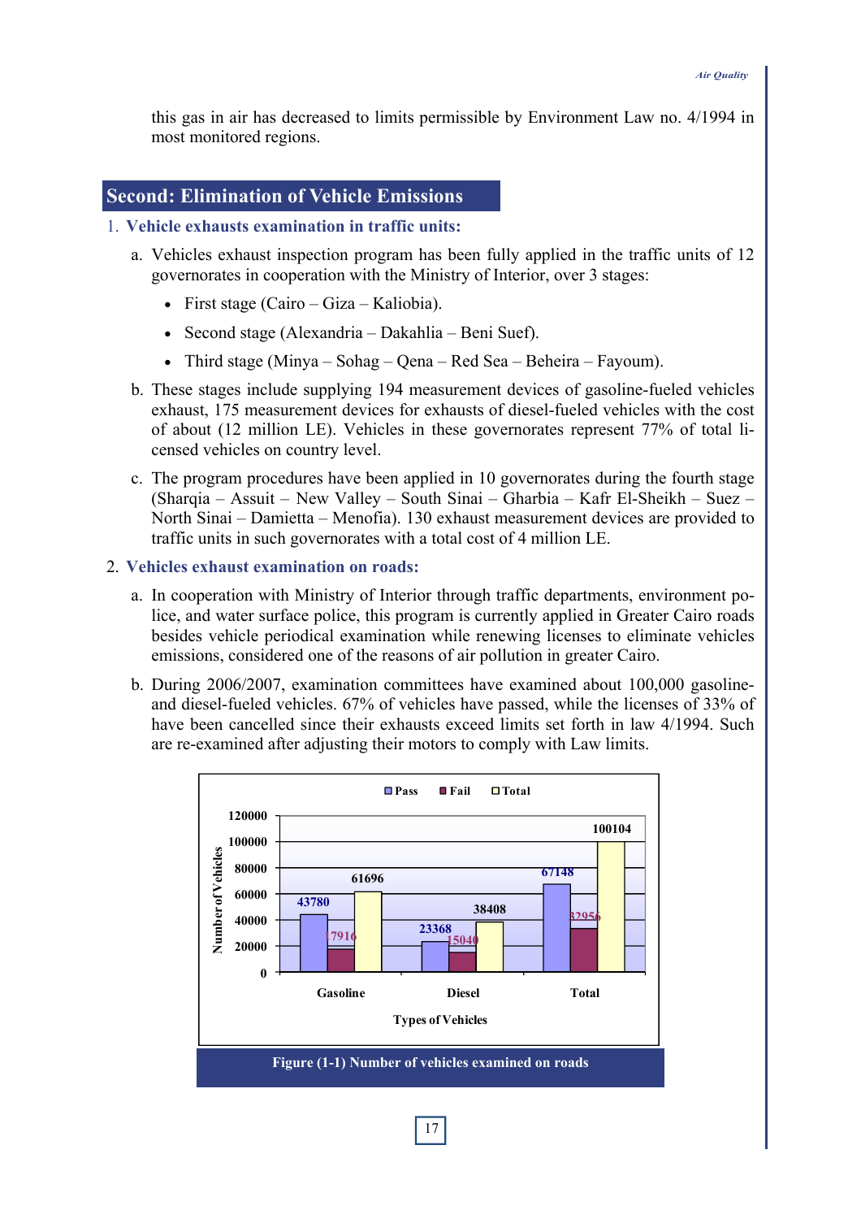this gas in air has decreased to limits permissible by Environment Law no. 4/1994 in most monitored regions.

## Second: Elimination of Vehicle Emissions

### 1. Vehicle exhausts examination in traffic units:

a. Vehicles exhaust inspection program has been fully applied in the traffic units of 12 governorates in cooperation with the Ministry of Interior, over 3 stages:

- First stage (Cairo – Giza – Kaliobia).
- Second stage (Alexandria – Dakahlia – Beni Suef).
- Third stage (Minya – Sohag – Qena – Red Sea – Beheira – Fayoum).

b. These stages include supplying 194 measurement devices of gasoline-fueled vehicles exhaust, 175 measurement devices for exhausts of diesel-fueled vehicles with the cost of about (12 million LE). Vehicles in these governorates represent 77% of total licensed vehicles on country level.

c. The program procedures have been applied in 10 governorates during the fourth stage (Sharqia – Assuit – New Valley – South Sinai – Gharbia – Kafr El-Sheikh – Suez – North Sinai – Damietta – Menofia). 130 exhaust measurement devices are provided to traffic units in such governorates with a total cost of 4 million LE.

### 2. Vehicles exhaust examination on roads:

a. In cooperation with Ministry of Interior through traffic departments, environment police, and water surface police, this program is currently applied in Greater Cairo roads besides vehicle periodical examination while renewing licenses to eliminate vehicles emissions, considered one of the reasons of air pollution in greater Cairo.

b. During 2006/2007, examination committees have examined about 100,000 gasoline- and diesel-fueled vehicles. 67% of vehicles have passed, while the licenses of 33% of have been cancelled since their exhausts exceed limits set forth in law 4/1994. Such are re-examined after adjusting their motors to comply with Law limits.

| Types of Vehicles | Pass | Fail | Total |
|---|---|---|---|
| Gasoline | 43780 | 17916 | 61696 |
| Diesel | 23368 | 15040 | 38408 |
| Total | 67148 | 32956 | 100104 |

Figure (1-1) Number of vehicles examined on roads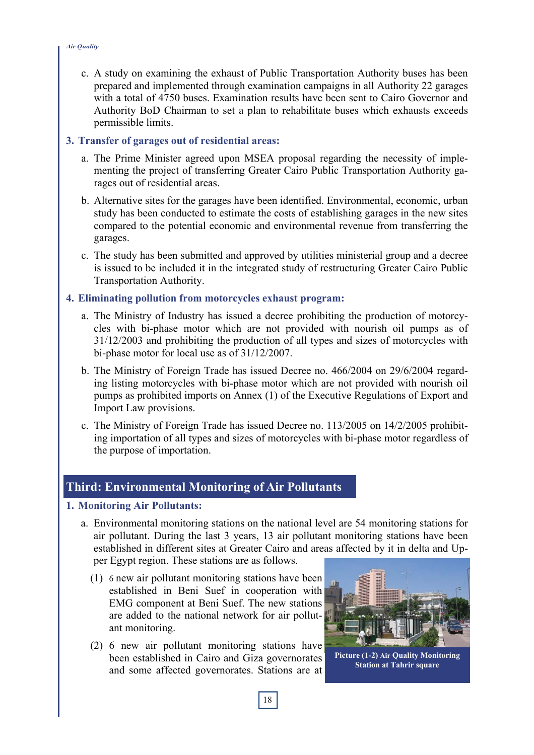c. A study on examining the exhaust of Public Transportation Authority buses has been prepared and implemented through examination campaigns in all Authority 22 garages with a total of 4750 buses. Examination results have been sent to Cairo Governor and Authority BoD Chairman to set a plan to rehabilitate buses which exhausts exceeds permissible limits.

### 3. Transfer of garages out of residential areas:

a. The Prime Minister agreed upon MSEA proposal regarding the necessity of implementing the project of transferring Greater Cairo Public Transportation Authority garages out of residential areas.

b. Alternative sites for the garages have been identified. Environmental, economic, urban study has been conducted to estimate the costs of establishing garages in the new sites compared to the potential economic and environmental revenue from transferring the garages.

c. The study has been submitted and approved by utilities ministerial group and a decree is issued to be included it in the integrated study of restructuring Greater Cairo Public Transportation Authority.

### 4. Eliminating pollution from motorcycles exhaust program:

a. The Ministry of Industry has issued a decree prohibiting the production of motorcycles with bi-phase motor which are not provided with nourish oil pumps as of 31/12/2003 and prohibiting the production of all types and sizes of motorcycles with bi-phase motor for local use as of 31/12/2007.

b. The Ministry of Foreign Trade has issued Decree no. 466/2004 on 29/6/2004 regarding listing motorcycles with bi-phase motor which are not provided with nourish oil pumps as prohibited imports on Annex (1) of the Executive Regulations of Export and Import Law provisions.

c. The Ministry of Foreign Trade has issued Decree no. 113/2005 on 14/2/2005 prohibiting importation of all types and sizes of motorcycles with bi-phase motor regardless of the purpose of importation.

## Third: Environmental Monitoring of Air Pollutants

### 1. Monitoring Air Pollutants:

a. Environmental monitoring stations on the national level are 54 monitoring stations for air pollutant. During the last 3 years, 13 air pollutant monitoring stations have been established in different sites at Greater Cairo and areas affected by it in delta and Upper Egypt region. These stations are as follows.

(1) 6 new air pollutant monitoring stations have been established in Beni Suef in cooperation with EMG component at Beni Suef. The new stations are added to the national network for air pollutant monitoring.

(2) 6 new air pollutant monitoring stations have been established in Cairo and Giza governorates and some affected governorates. Stations are at

**Picture (1-2) Air Quality Monitoring Station at Tahrir square**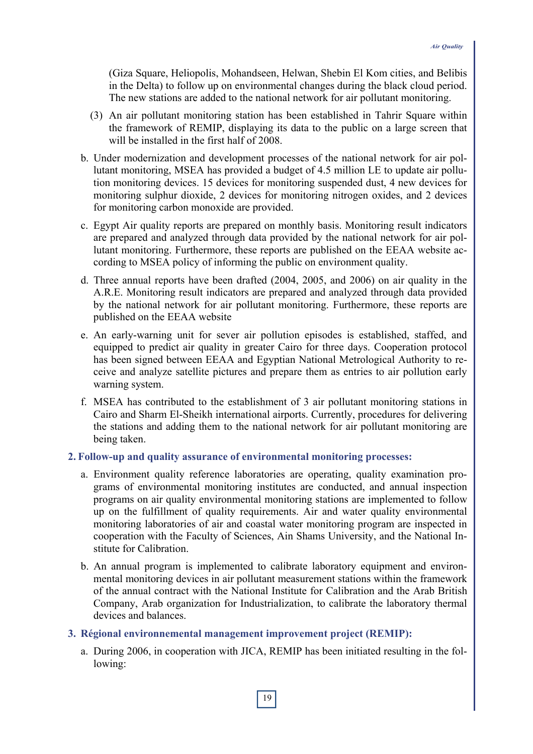(Giza Square, Heliopolis, Mohandseen, Helwan, Shebin El Kom cities, and Belibis in the Delta) to follow up on environmental changes during the black cloud period. The new stations are added to the national network for air pollutant monitoring.

(3) An air pollutant monitoring station has been established in Tahrir Square within the framework of REMIP, displaying its data to the public on a large screen that will be installed in the first half of 2008.

b. Under modernization and development processes of the national network for air pollutant monitoring, MSEA has provided a budget of 4.5 million LE to update air pollution monitoring devices. 15 devices for monitoring suspended dust, 4 new devices for monitoring sulphur dioxide, 2 devices for monitoring nitrogen oxides, and 2 devices for monitoring carbon monoxide are provided.

c. Egypt Air quality reports are prepared on monthly basis. Monitoring result indicators are prepared and analyzed through data provided by the national network for air pollutant monitoring. Furthermore, these reports are published on the EEAA website according to MSEA policy of informing the public on environment quality.

d. Three annual reports have been drafted (2004, 2005, and 2006) on air quality in the A.R.E. Monitoring result indicators are prepared and analyzed through data provided by the national network for air pollutant monitoring. Furthermore, these reports are published on the EEAA website

e. An early-warning unit for sever air pollution episodes is established, staffed, and equipped to predict air quality in greater Cairo for three days. Cooperation protocol has been signed between EEAA and Egyptian National Metrological Authority to receive and analyze satellite pictures and prepare them as entries to air pollution early warning system.

f. MSEA has contributed to the establishment of 3 air pollutant monitoring stations in Cairo and Sharm El-Sheikh international airports. Currently, procedures for delivering the stations and adding them to the national network for air pollutant monitoring are being taken.

### 2. Follow-up and quality assurance of environmental monitoring processes:

a. Environment quality reference laboratories are operating, quality examination programs of environmental monitoring institutes are conducted, and annual inspection programs on air quality environmental monitoring stations are implemented to follow up on the fulfillment of quality requirements. Air and water quality environmental monitoring laboratories of air and coastal water monitoring program are inspected in cooperation with the Faculty of Sciences, Ain Shams University, and the National Institute for Calibration.

b. An annual program is implemented to calibrate laboratory equipment and environmental monitoring devices in air pollutant measurement stations within the framework of the annual contract with the National Institute for Calibration and the Arab British Company, Arab organization for Industrialization, to calibrate the laboratory thermal devices and balances.

### 3. Régional environnemental management improvement project (REMIP):

a. During 2006, in cooperation with JICA, REMIP has been initiated resulting in the following: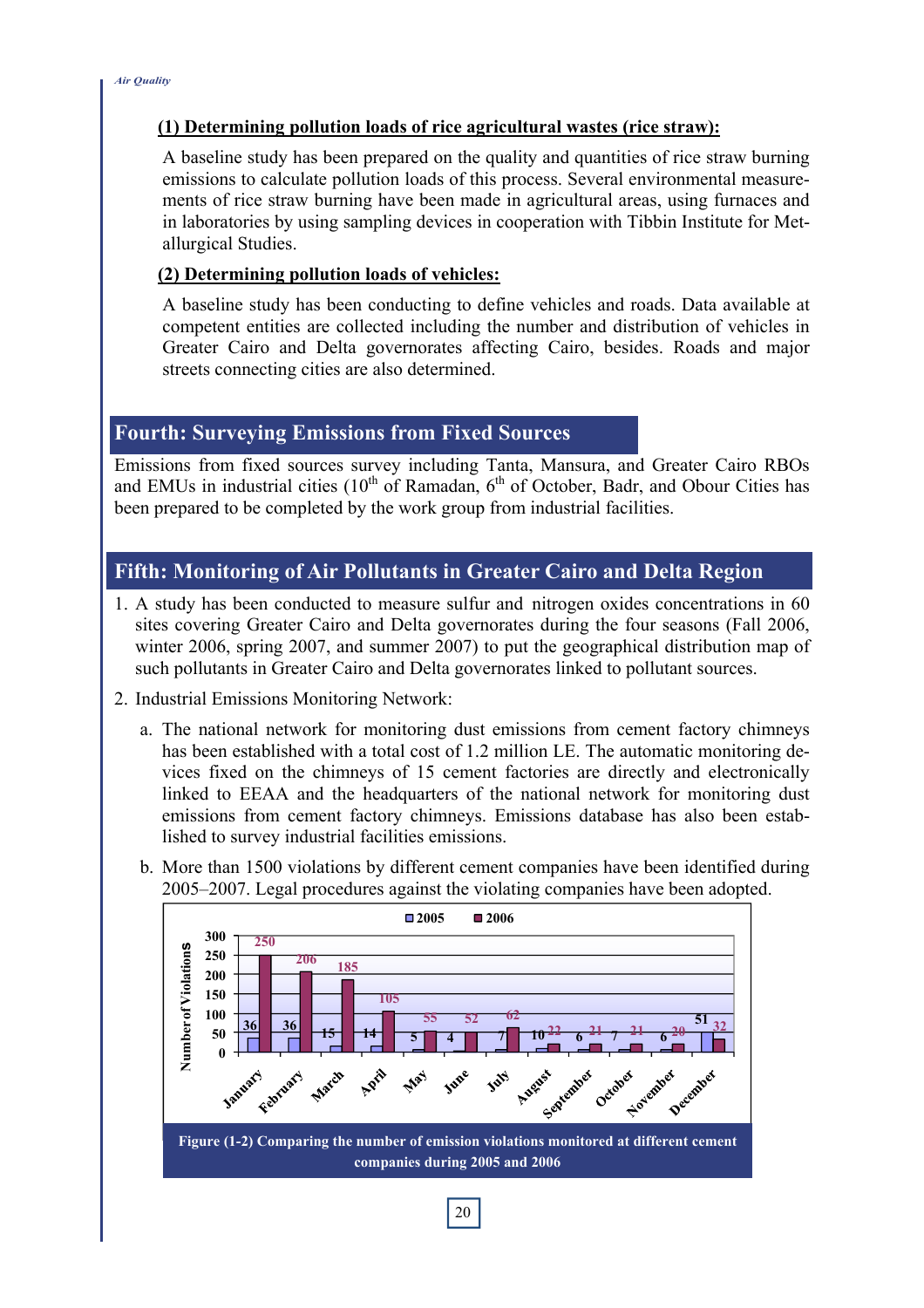#### (1) Determining pollution loads of rice agricultural wastes (rice straw):

A baseline study has been prepared on the quality and quantities of rice straw burning emissions to calculate pollution loads of this process. Several environmental measurements of rice straw burning have been made in agricultural areas, using furnaces and in laboratories by using sampling devices in cooperation with Tibbin Institute for Metallurgical Studies.

#### (2) Determining pollution loads of vehicles:

A baseline study has been conducting to define vehicles and roads. Data available at competent entities are collected including the number and distribution of vehicles in Greater Cairo and Delta governorates affecting Cairo, besides. Roads and major streets connecting cities are also determined.

## Fourth: Surveying Emissions from Fixed Sources

Emissions from fixed sources survey including Tanta, Mansura, and Greater Cairo RBOs and EMUs in industrial cities (10th of Ramadan, 6th of October, Badr, and Obour Cities has been prepared to be completed by the work group from industrial facilities.

## Fifth: Monitoring of Air Pollutants in Greater Cairo and Delta Region

1. A study has been conducted to measure sulfur and nitrogen oxides concentrations in 60 sites covering Greater Cairo and Delta governorates during the four seasons (Fall 2006, winter 2006, spring 2007, and summer 2007) to put the geographical distribution map of such pollutants in Greater Cairo and Delta governorates linked to pollutant sources.
2. Industrial Emissions Monitoring Network:
   a. The national network for monitoring dust emissions from cement factory chimneys has been established with a total cost of 1.2 million LE. The automatic monitoring devices fixed on the chimneys of 15 cement factories are directly and electronically linked to EEAA and the headquarters of the national network for monitoring dust emissions from cement factory chimneys. Emissions database has also been established to survey industrial facilities emissions.
   b. More than 1500 violations by different cement companies have been identified during 2005–2007. Legal procedures against the violating companies have been adopted.

| Month | 2005 | 2006 |
|---|---|---|
| January | 36 | 250 |
| February | 36 | 206 |
| March | 15 | 185 |
| April | 14 | 105 |
| May | 5 | 55 |
| June | 4 | 52 |
| July | 7 | 62 |
| August | 10 | 22 |
| September | 6 | 21 |
| October | 7 | 21 |
| November | 6 | 20 |
| December | 51 | 32 |

Figure (1-2) Comparing the number of emission violations monitored at different cement companies during 2005 and 2006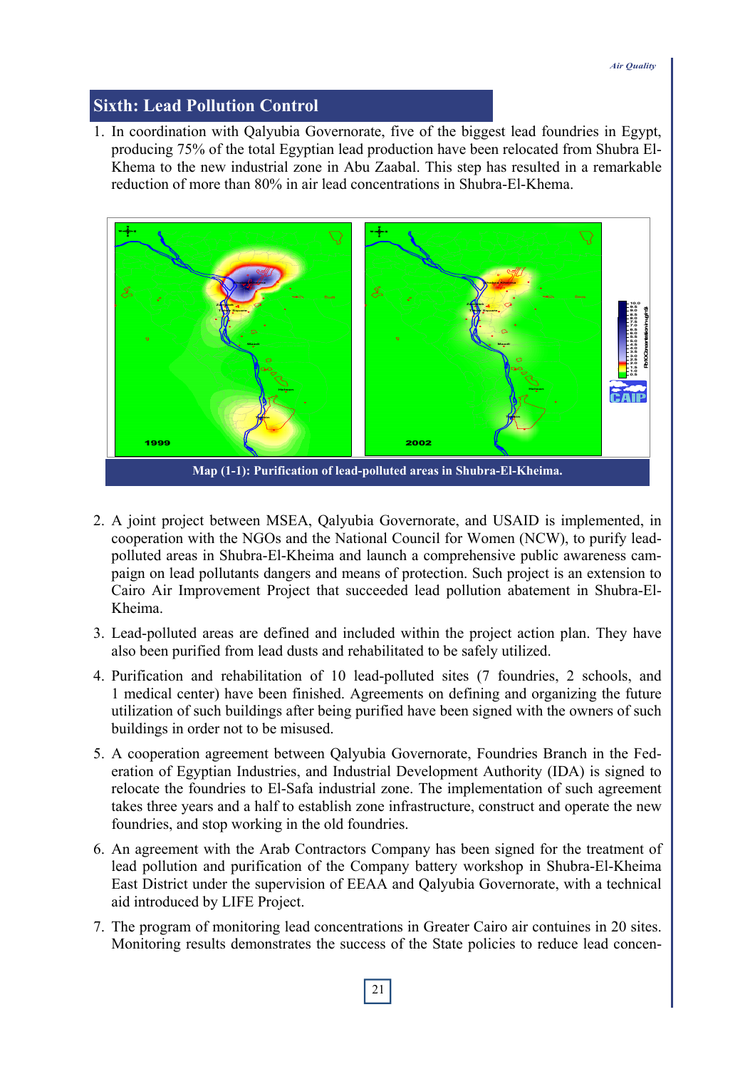## Sixth: Lead Pollution Control

1. In coordination with Qalyubia Governorate, five of the biggest lead foundries in Egypt, producing 75% of the total Egyptian lead production have been relocated from Shubra El-Khema to the new industrial zone in Abu Zaabal. This step has resulted in a remarkable reduction of more than 80% in air lead concentrations in Shubra-El-Khema.

Map (1-1): Purification of lead-polluted areas in Shubra-El-Kheima.

2. A joint project between MSEA, Qalyubia Governorate, and USAID is implemented, in cooperation with the NGOs and the National Council for Women (NCW), to purify lead-polluted areas in Shubra-El-Kheima and launch a comprehensive public awareness campaign on lead pollutants dangers and means of protection. Such project is an extension to Cairo Air Improvement Project that succeeded lead pollution abatement in Shubra-El-Kheima.
3. Lead-polluted areas are defined and included within the project action plan. They have also been purified from lead dusts and rehabilitated to be safely utilized.
4. Purification and rehabilitation of 10 lead-polluted sites (7 foundries, 2 schools, and 1 medical center) have been finished. Agreements on defining and organizing the future utilization of such buildings after being purified have been signed with the owners of such buildings in order not to be misused.
5. A cooperation agreement between Qalyubia Governorate, Foundries Branch in the Federation of Egyptian Industries, and Industrial Development Authority (IDA) is signed to relocate the foundries to El-Safa industrial zone. The implementation of such agreement takes three years and a half to establish zone infrastructure, construct and operate the new foundries, and stop working in the old foundries.
6. An agreement with the Arab Contractors Company has been signed for the treatment of lead pollution and purification of the Company battery workshop in Shubra-El-Kheima East District under the supervision of EEAA and Qalyubia Governorate, with a technical aid introduced by LIFE Project.
7. The program of monitoring lead concentrations in Greater Cairo air contuines in 20 sites. Monitoring results demonstrates the success of the State policies to reduce lead concen-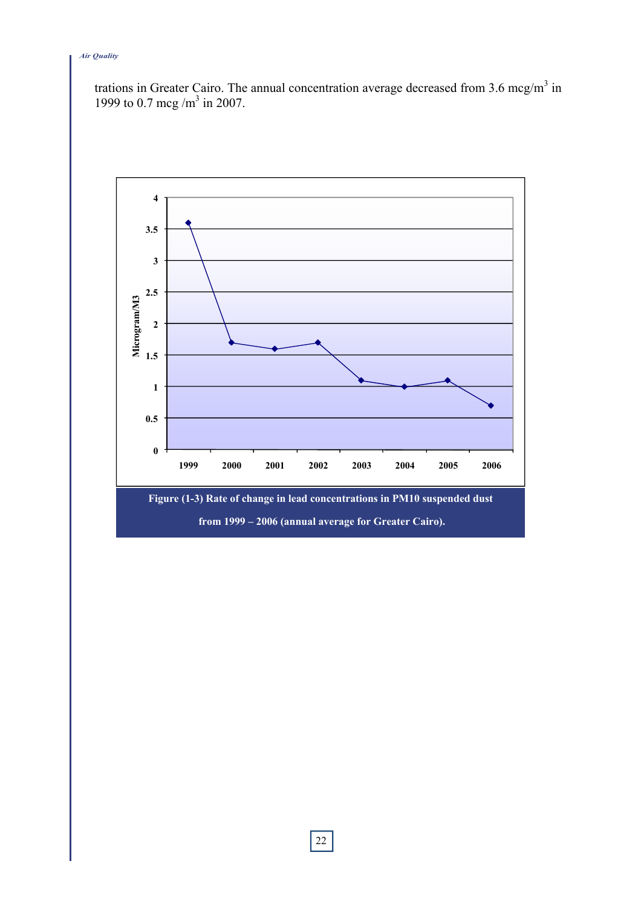trations in Greater Cairo. The annual concentration average decreased from 3.6 mcg/$m^3$ in 1999 to 0.7 mcg /$m^3$ in 2007.

**Figure (1-3) Rate of change in lead concentrations in PM10 suspended dust from 1999 – 2006 (annual average for Greater Cairo).**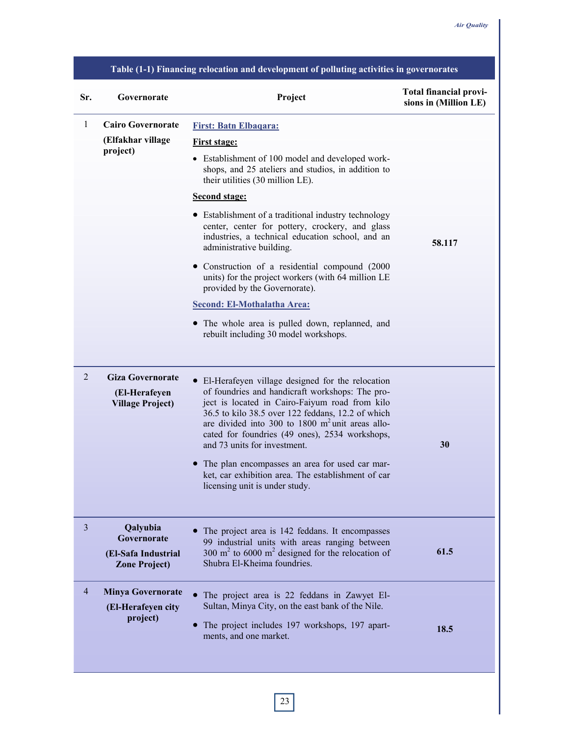Table (1-1) Financing relocation and development of polluting activities in governorates

| Sr. | Governorate | Project | Total financial provisions in (Million LE) |
|---|---|---|---|
| 1 | **Cairo Governorate (Elfakhar village project)** | **First: Batn Elbaqara:** <br> **First stage:** <br> • Establishment of 100 model and developed workshops, and 25 ateliers and studios, in addition to their utilities (30 million LE). <br> **Second stage:** <br> • Establishment of a traditional industry technology center, center for pottery, crockery, and glass industries, a technical education school, and an administrative building. <br> • Construction of a residential compound (2000 units) for the project workers (with 64 million LE provided by the Governorate). <br> **Second: El-Mothalatha Area:** <br> • The whole area is pulled down, replanned, and rebuilt including 30 model workshops. | **58.117** |
| 2 | **Giza Governorate (El-Herafeyen Village Project)** | • El-Herafeyen village designed for the relocation of foundries and handicraft workshops: The project is located in Cairo-Faiyum road from kilo 36.5 to kilo 38.5 over 122 feddans, 12.2 of which are divided into 300 to 1800 $m^2$ unit areas allocated for foundries (49 ones), 2534 workshops, and 73 units for investment. <br> • The plan encompasses an area for used car market, car exhibition area. The establishment of car licensing unit is under study. | **30** |
| 3 | **Qalyubia Governorate (El-Safa Industrial Zone Project)** | • The project area is 142 feddans. It encompasses 99 industrial units with areas ranging between 300 $m^2$ to 6000 $m^2$ designed for the relocation of Shubra El-Kheima foundries. | **61.5** |
| 4 | **Minya Governorate (El-Herafeyen city project)** | • The project area is 22 feddans in Zawyet El-Sultan, Minya City, on the east bank of the Nile. <br> • The project includes 197 workshops, 197 apartments, and one market. | **18.5** |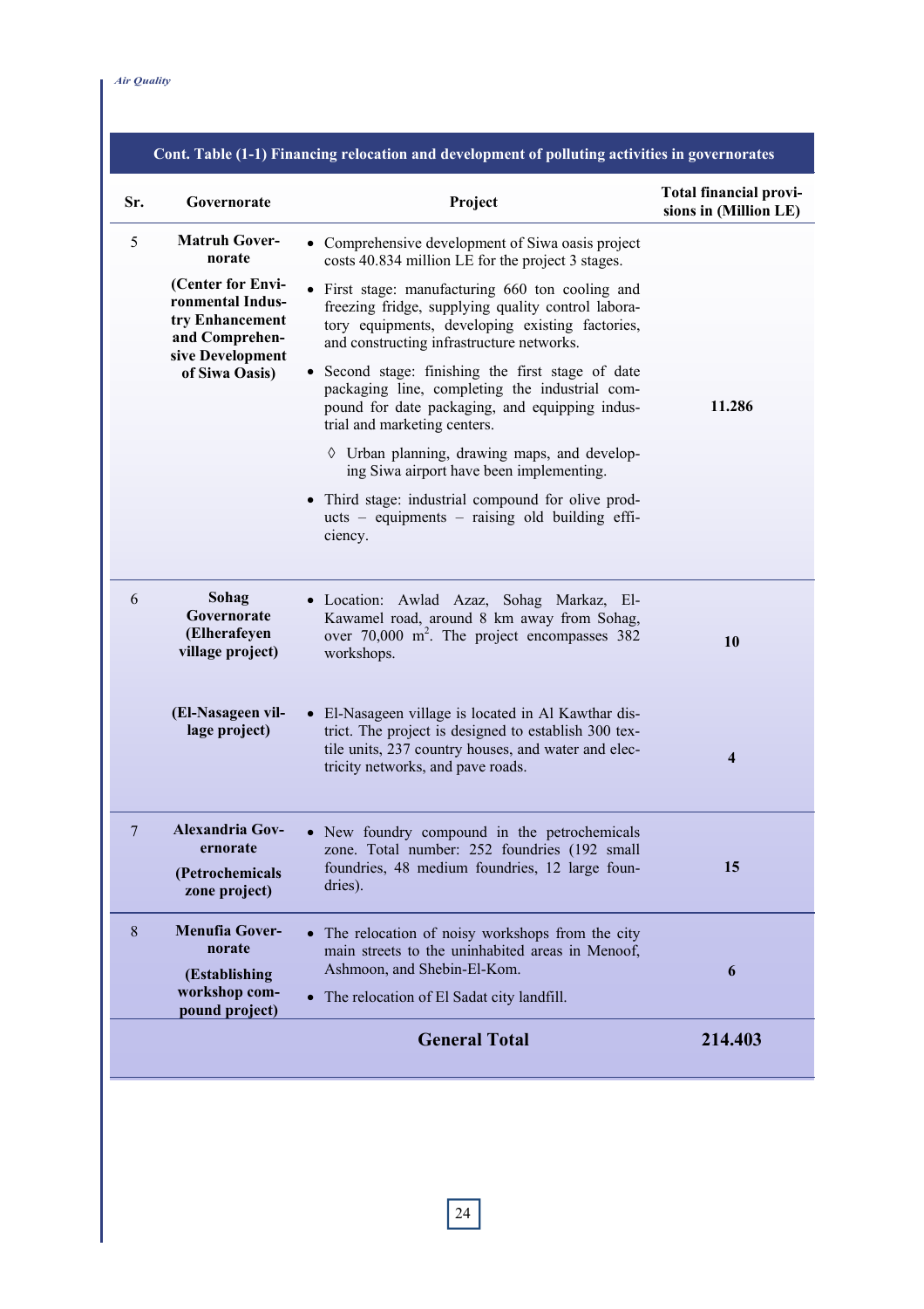**Cont. Table (1-1) Financing relocation and development of polluting activities in governorates**

| Sr. | Governorate | Project | Total financial provisions in (Million LE) |
|---|---|---|---|
| 5 | **Matruh Governorate** **(Center for Environmental Industry Enhancement and Comprehensive Development of Siwa Oasis)** | • Comprehensive development of Siwa oasis project costs 40.834 million LE for the project 3 stages. • First stage: manufacturing 660 ton cooling and freezing fridge, supplying quality control laboratory equipments, developing existing factories, and constructing infrastructure networks. • Second stage: finishing the first stage of date packaging line, completing the industrial compound for date packaging, and equipping industrial and marketing centers. ◊ Urban planning, drawing maps, and developing Siwa airport have been implementing. • Third stage: industrial compound for olive products – equipments – raising old building efficiency. | **11.286** |
| 6 | **Sohag Governorate (Elherafeyen village project)** | • Location: Awlad Azaz, Sohag Markaz, El-Kawamel road, around 8 km away from Sohag, over 70,000 m$^2$. The project encompasses 382 workshops. | **10** |
| | **(El-Nasageen village project)** | • El-Nasageen village is located in Al Kawthar district. The project is designed to establish 300 textile units, 237 country houses, and water and electricity networks, and pave roads. | **4** |
| 7 | **Alexandria Governorate** **(Petrochemicals zone project)** | • New foundry compound in the petrochemicals zone. Total number: 252 foundries (192 small foundries, 48 medium foundries, 12 large foundries). | **15** |
| 8 | **Menufia Governorate** **(Establishing workshop compound project)** | • The relocation of noisy workshops from the city main streets to the uninhabited areas in Menoof, Ashmoon, and Shebin-El-Kom. • The relocation of El Sadat city landfill. | **6** |
| | | **General Total** | **214.403** |